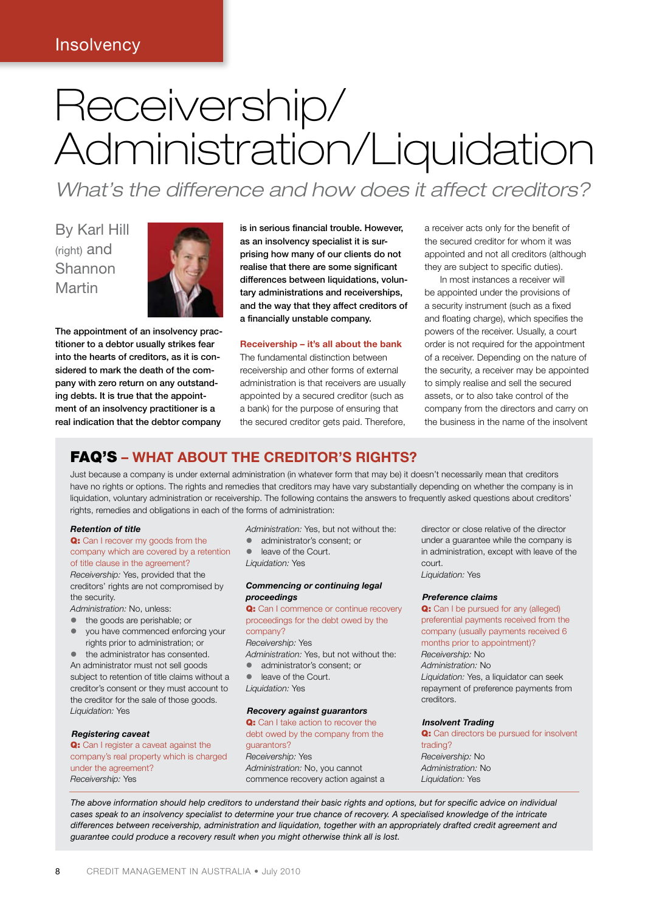Insolvency

# Receivership/ Administration/Liquidation

*What's the difference and how does it affect creditors?*

By Karl Hill (right) and Shannon Martin

**The appointment of an insolvency practitioner to a debtor usually strikes fear into the hearts of creditors, as it is considered to mark the death of the company with zero return on any outstanding debts. It is true that the appointment of an insolvency practitioner is a real indication that the debtor company is in serious financial trouble. However, as an insolvency specialist it is surprising how many of our clients do not realise that there are some significant differences between liquidations, voluntary administrations and receiverships, and the way that they affect creditors of a financially unstable company.**

## Receivership – it's all about the bank

The fundamental distinction between receivership and other forms of external administration is that receivers are usually appointed by a secured creditor (such as a bank) for the purpose of ensuring that the secured creditor gets paid. Therefore, a receiver acts only for the benefit of the secured creditor for whom it was appointed and not all creditors (although they are subject to specific duties).

In most instances a receiver will be appointed under the provisions of a security instrument (such as a fixed and floating charge), which specifies the powers of the receiver. Usually, a court order is not required for the appointment of a receiver. Depending on the nature of the security, a receiver may be appointed to simply realise and sell the secured assets, or to also take control of the company from the directors and carry on the business in the name of the insolvent

## FAQ'S – WHAT ABOUT THE CREDITOR'S RIGHTS?

Just because a company is under external administration (in whatever form that may be) it doesn't necessarily mean that creditors have no rights or options. The rights and remedies that creditors may have vary substantially depending on whether the company is in liquidation, voluntary administration or receivership. The following contains the answers to frequently asked questions about creditors' rights, remedies and obligations in each of the forms of administration:

### *Retention of title*

**Q:** Can I recover my goods from the company which are covered by a retention of title clause in the agreement?

*Receivership:* Yes, provided that the creditors' rights are not compromised by the security.

*Administration:* No, unless:

- the goods are perishable; or
- you have commenced enforcing your rights prior to administration; or
- the administrator has consented.

An administrator must not sell goods subject to retention of title claims without a creditor's consent or they must account to the creditor for the sale of those goods.

*Liquidation:* Yes

### *Registering caveat*

**Q:** Can I register a caveat against the company's real property which is charged under the agreement?

*Receivership:* Yes

*Administration:* Yes, but not without the:

- administrator's consent; or
- leave of the Court.

*Liquidation:* Yes

### *Commencing or continuing legal proceedings*

**Q:** Can I commence or continue recovery proceedings for the debt owed by the company?

*Receivership:* Yes

*Administration:* Yes, but not without the:

- administrator's consent; or
- leave of the Court.

*Liquidation:* Yes

### *Recovery against guarantors*

**Q:** Can I take action to recover the debt owed by the company from the guarantors?

*Receivership:* Yes

*Administration:* No, you cannot commence recovery action against a director or close relative of the director under a guarantee while the company is in administration, except with leave of the court.

*Liquidation:* Yes

### *Preference claims*

**Q:** Can I be pursued for any (alleged) preferential payments received from the company (usually payments received 6 months prior to appointment)?

*Receivership:* No

*Administration:* No

*Liquidation:* Yes, a liquidator can seek repayment of preference payments from creditors.

### *Insolvent Trading*

**Q:** Can directors be pursued for insolvent trading?

*Receivership:* No

*Administration:* No

*Liquidation:* Yes

*The above information should help creditors to understand their basic rights and options, but for specific advice on individual cases speak to an insolvency specialist to determine your true chance of recovery. A specialised knowledge of the intricate differences between receivership, administration and liquidation, together with an appropriately drafted credit agreement and guarantee could produce a recovery result when you might otherwise think all is lost.*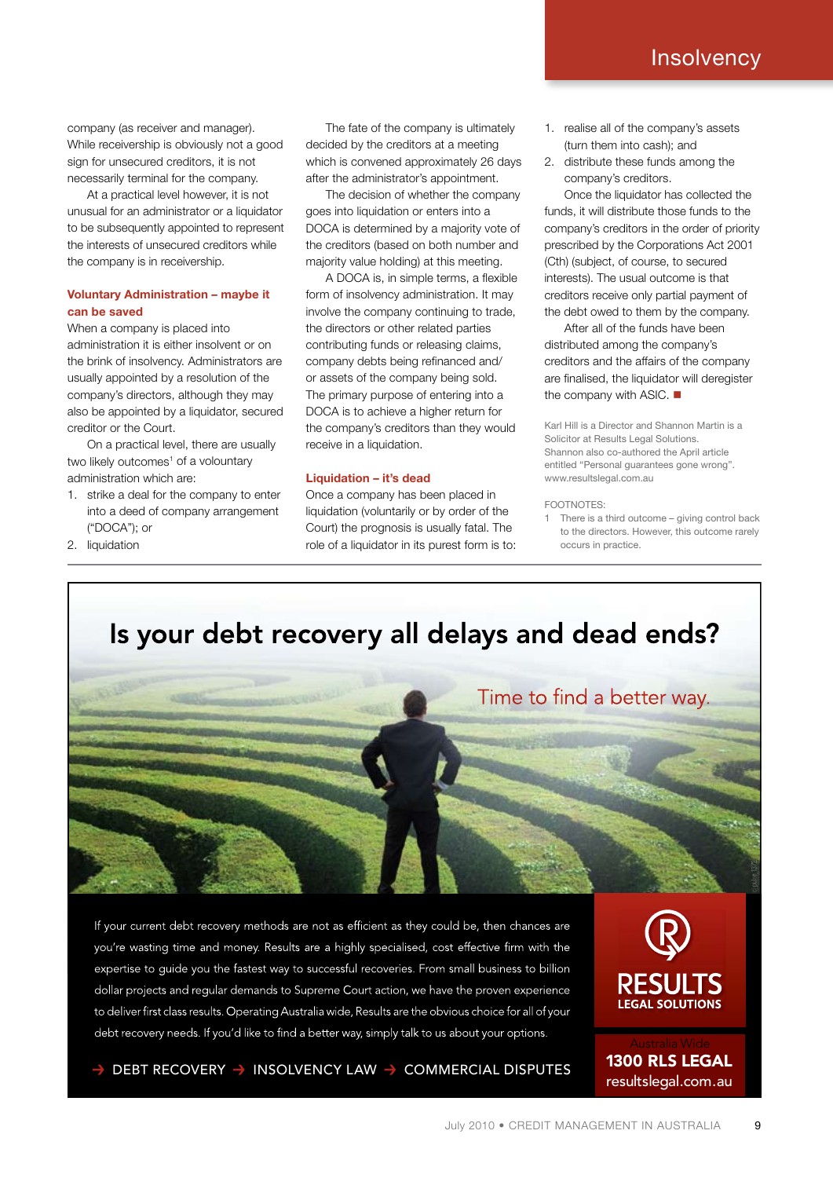company (as receiver and manager). While receivership is obviously not a good sign for unsecured creditors, it is not necessarily terminal for the company.

At a practical level however, it is not unusual for an administrator or a liquidator to be subsequently appointed to represent the interests of unsecured creditors while the company is in receivership.

### Voluntary Administration – maybe it can be saved

When a company is placed into administration it is either insolvent or on the brink of insolvency. Administrators are usually appointed by a resolution of the company's directors, although they may also be appointed by a liquidator, secured creditor or the Court.

On a practical level, there are usually two likely outcomes[1] of a voluntary administration which are:

1. strike a deal for the company to enter into a deed of company arrangement ("DOCA"); or
2. liquidation

The fate of the company is ultimately decided by the creditors at a meeting which is convened approximately 26 days after the administrator's appointment.

The decision of whether the company goes into liquidation or enters into a DOCA is determined by a majority vote of the creditors (based on both number and majority value holding) at this meeting.

A DOCA is, in simple terms, a flexible form of insolvency administration. It may involve the company continuing to trade, the directors or other related parties contributing funds or releasing claims, company debts being refinanced and/or assets of the company being sold. The primary purpose of entering into a DOCA is to achieve a higher return for the company's creditors than they would receive in a liquidation.

### Liquidation – it's dead

Once a company has been placed in liquidation (voluntarily or by order of the Court) the prognosis is usually fatal. The role of a liquidator in its purest form is to:

1. realise all of the company's assets (turn them into cash); and
2. distribute these funds among the company's creditors.

Once the liquidator has collected the funds, it will distribute those funds to the company's creditors in the order of priority prescribed by the Corporations Act 2001 (Cth) (subject, of course, to secured interests). The usual outcome is that creditors receive only partial payment of the debt owed to them by the company.

After all of the funds have been distributed among the company's creditors and the affairs of the company are finalised, the liquidator will deregister the company with ASIC. ■

Karl Hill is a Director and Shannon Martin is a Solicitor at Results Legal Solutions. Shannon also co-authored the April article entitled "Personal guarantees gone wrong". www.resultslegal.com.au

FOOTNOTES:

1 There is a third outcome – giving control back to the directors. However, this outcome rarely occurs in practice.

---

## Is your debt recovery all delays and dead ends?

Time to find a better way.

If your current debt recovery methods are not as efficient as they could be, then chances are you're wasting time and money. Results are a highly specialised, cost effective firm with the expertise to guide you the fastest way to successful recoveries. From small business to billion dollar projects and regular demands to Supreme Court action, we have the proven experience to deliver first class results. Operating Australia wide, Results are the obvious choice for all of your debt recovery needs. If you'd like to find a better way, simply talk to us about your options.

→ DEBT RECOVERY → INSOLVENCY LAW → COMMERCIAL DISPUTES

RESULTS LEGAL SOLUTIONS

Australia Wide
1300 RLS LEGAL
resultslegal.com.au